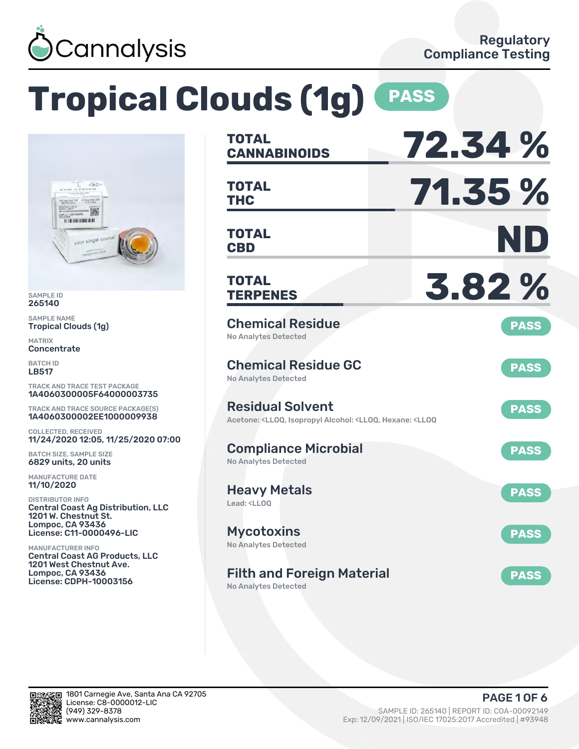# Tropical Clouds (1g) PASS

Regulatory Compliance Testing

SAMPLE ID
265140

SAMPLE NAME
Tropical Clouds (1g)

MATRIX
Concentrate

BATCH ID
LB517

TRACK AND TRACE TEST PACKAGE
1A4060300005F64000003735

TRACK AND TRACE SOURCE PACKAGE(S)
1A4060300002EE1000009938

COLLECTED, RECEIVED
11/24/2020 12:05, 11/25/2020 07:00

BATCH SIZE, SAMPLE SIZE
6829 units, 20 units

MANUFACTURE DATE
11/10/2020

DISTRIBUTOR INFO
Central Coast Ag Distribution, LLC
1201 W. Chestnut St.
Lompoc, CA 93436
License: C11-0000496-LIC

MANUFACTURER INFO
Central Coast AG Products, LLC
1201 West Chestnut Ave.
Lompoc, CA 93436
License: CDPH-10003156

| | |
|---|---|
| **TOTAL CANNABINOIDS** | **72.34 %** |
| **TOTAL THC** | **71.35 %** |
| **TOTAL CBD** | **ND** |
| **TOTAL TERPENES** | **3.82 %** |

## Chemical Residue — PASS
No Analytes Detected

## Chemical Residue GC — PASS
No Analytes Detected

## Residual Solvent — PASS
Acetone: <LLOQ, Isopropyl Alcohol: <LLOQ, Hexane: <LLOQ

## Compliance Microbial — PASS
No Analytes Detected

## Heavy Metals — PASS
Lead: <LLOQ

## Mycotoxins — PASS
No Analytes Detected

## Filth and Foreign Material — PASS
No Analytes Detected

1801 Carnegie Ave, Santa Ana CA 92705
License: C8-0000012-LIC
(949) 329-8378
www.cannalysis.com

SAMPLE ID: 265140 | REPORT ID: COA-00092149
Exp: 12/09/2021 | ISO/IEC 17025:2017 Accredited | #93948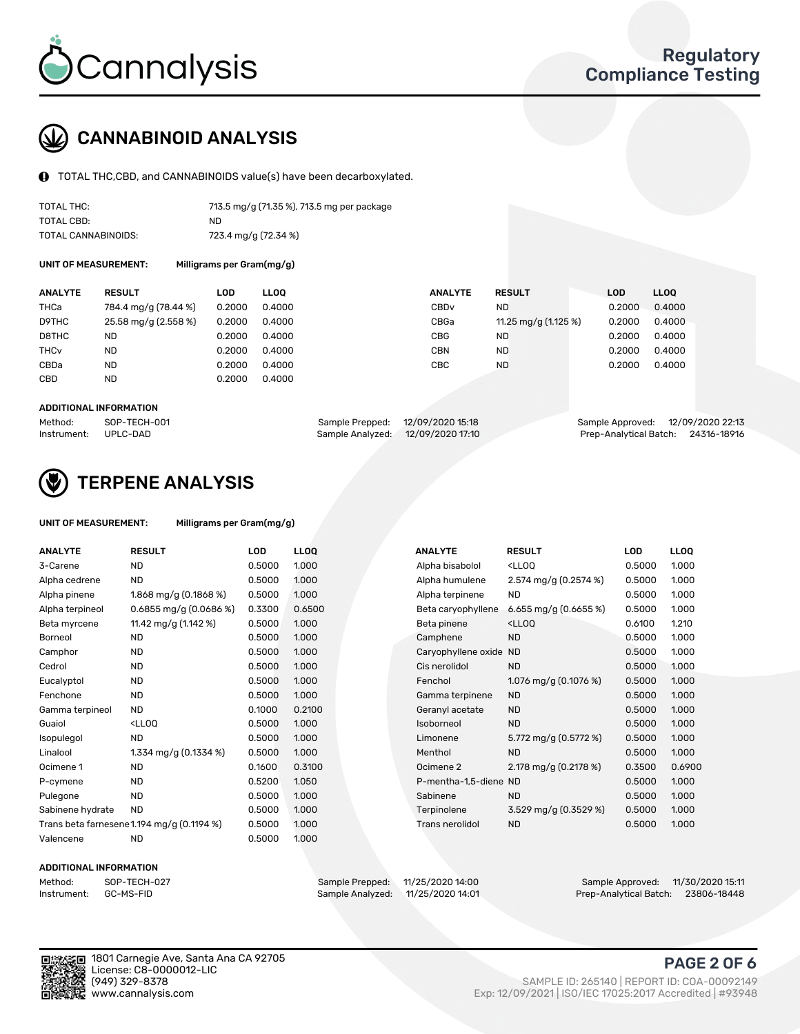# Cannalysis

## Regulatory Compliance Testing

## CANNABINOID ANALYSIS

TOTAL THC,CBD, and CANNABINOIDS value(s) have been decarboxylated.

| | |
|---|---|
| TOTAL THC: | 713.5 mg/g (71.35 %), 713.5 mg per package |
| TOTAL CBD: | ND |
| TOTAL CANNABINOIDS: | 723.4 mg/g (72.34 %) |

**UNIT OF MEASUREMENT:** Milligrams per Gram(mg/g)

| ANALYTE | RESULT | LOD | LLOQ | ANALYTE | RESULT | LOD | LLOQ |
|---|---|---|---|---|---|---|---|
| THCa | 784.4 mg/g (78.44 %) | 0.2000 | 0.4000 | CBDv | ND | 0.2000 | 0.4000 |
| D9THC | 25.58 mg/g (2.558 %) | 0.2000 | 0.4000 | CBGa | 11.25 mg/g (1.125 %) | 0.2000 | 0.4000 |
| D8THC | ND | 0.2000 | 0.4000 | CBG | ND | 0.2000 | 0.4000 |
| THCv | ND | 0.2000 | 0.4000 | CBN | ND | 0.2000 | 0.4000 |
| CBDa | ND | 0.2000 | 0.4000 | CBC | ND | 0.2000 | 0.4000 |
| CBD | ND | 0.2000 | 0.4000 | | | | |

**ADDITIONAL INFORMATION**

| | | | | | |
|---|---|---|---|---|---|
| Method: | SOP-TECH-001 | Sample Prepped: | 12/09/2020 15:18 | Sample Approved: | 12/09/2020 22:13 |
| Instrument: | UPLC-DAD | Sample Analyzed: | 12/09/2020 17:10 | Prep-Analytical Batch: | 24316-18916 |

## TERPENE ANALYSIS

**UNIT OF MEASUREMENT:** Milligrams per Gram(mg/g)

| ANALYTE | RESULT | LOD | LLOQ | ANALYTE | RESULT | LOD | LLOQ |
|---|---|---|---|---|---|---|---|
| 3-Carene | ND | 0.5000 | 1.000 | Alpha bisabolol | <LLOQ | 0.5000 | 1.000 |
| Alpha cedrene | ND | 0.5000 | 1.000 | Alpha humulene | 2.574 mg/g (0.2574 %) | 0.5000 | 1.000 |
| Alpha pinene | 1.868 mg/g (0.1868 %) | 0.5000 | 1.000 | Alpha terpinene | ND | 0.5000 | 1.000 |
| Alpha terpineol | 0.6855 mg/g (0.0686 %) | 0.3300 | 0.6500 | Beta caryophyllene | 6.655 mg/g (0.6655 %) | 0.5000 | 1.000 |
| Beta myrcene | 11.42 mg/g (1.142 %) | 0.5000 | 1.000 | Beta pinene | <LLOQ | 0.6100 | 1.210 |
| Borneol | ND | 0.5000 | 1.000 | Camphene | ND | 0.5000 | 1.000 |
| Camphor | ND | 0.5000 | 1.000 | Caryophyllene oxide | ND | 0.5000 | 1.000 |
| Cedrol | ND | 0.5000 | 1.000 | Cis nerolidol | ND | 0.5000 | 1.000 |
| Eucalyptol | ND | 0.5000 | 1.000 | Fenchol | 1.076 mg/g (0.1076 %) | 0.5000 | 1.000 |
| Fenchone | ND | 0.5000 | 1.000 | Gamma terpinene | ND | 0.5000 | 1.000 |
| Gamma terpineol | ND | 0.1000 | 0.2100 | Geranyl acetate | ND | 0.5000 | 1.000 |
| Guaiol | <LLOQ | 0.5000 | 1.000 | Isoborneol | ND | 0.5000 | 1.000 |
| Isopulegol | ND | 0.5000 | 1.000 | Limonene | 5.772 mg/g (0.5772 %) | 0.5000 | 1.000 |
| Linalool | 1.334 mg/g (0.1334 %) | 0.5000 | 1.000 | Menthol | ND | 0.5000 | 1.000 |
| Ocimene 1 | ND | 0.1600 | 0.3100 | Ocimene 2 | 2.178 mg/g (0.2178 %) | 0.3500 | 0.6900 |
| P-cymene | ND | 0.5200 | 1.050 | P-mentha-1,5-diene | ND | 0.5000 | 1.000 |
| Pulegone | ND | 0.5000 | 1.000 | Sabinene | ND | 0.5000 | 1.000 |
| Sabinene hydrate | ND | 0.5000 | 1.000 | Terpinolene | 3.529 mg/g (0.3529 %) | 0.5000 | 1.000 |
| Trans beta farnesene | 1.194 mg/g (0.1194 %) | 0.5000 | 1.000 | Trans nerolidol | ND | 0.5000 | 1.000 |
| Valencene | ND | 0.5000 | 1.000 | | | | |

**ADDITIONAL INFORMATION**

| | | | | | |
|---|---|---|---|---|---|
| Method: | SOP-TECH-027 | Sample Prepped: | 11/25/2020 14:00 | Sample Approved: | 11/30/2020 15:11 |
| Instrument: | GC-MS-FID | Sample Analyzed: | 11/25/2020 14:01 | Prep-Analytical Batch: | 23806-18448 |

1801 Carnegie Ave, Santa Ana CA 92705
License: C8-0000012-LIC
(949) 329-8378
www.cannalysis.com

SAMPLE ID: 265140 | REPORT ID: COA-00092149
Exp: 12/09/2021 | ISO/IEC 17025:2017 Accredited | #93948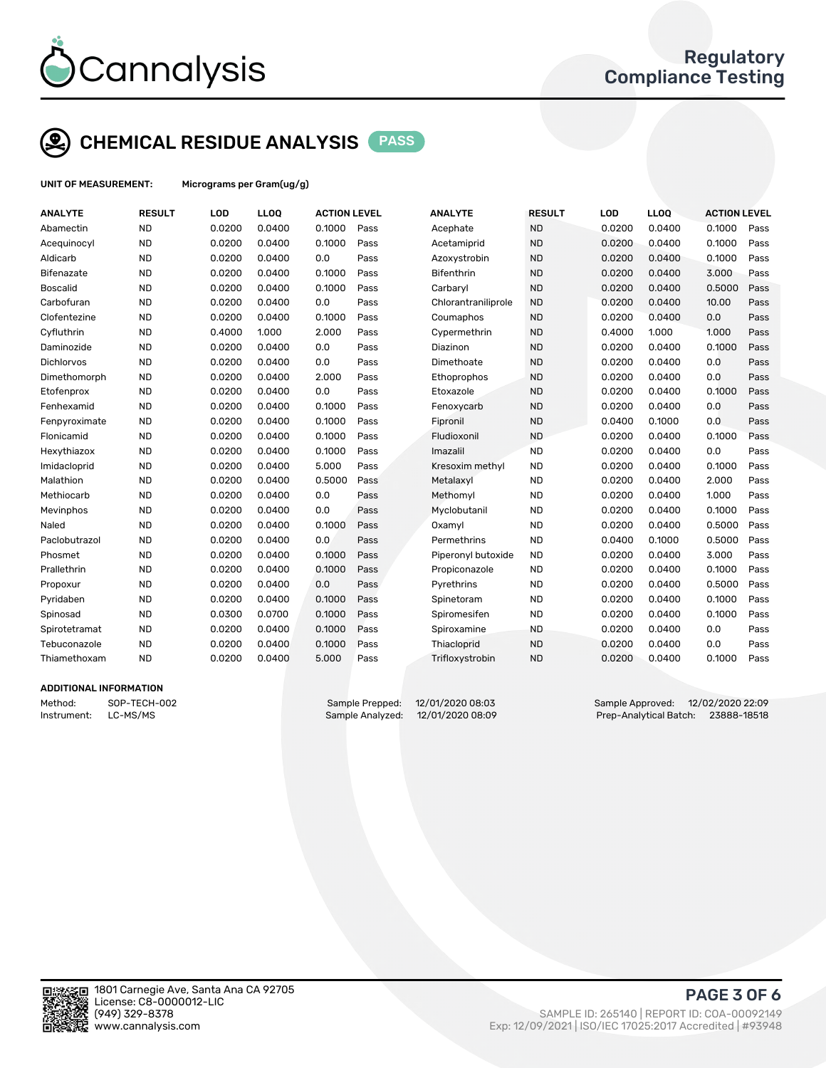# CHEMICAL RESIDUE ANALYSIS PASS

**UNIT OF MEASUREMENT:** Micrograms per Gram(ug/g)

| ANALYTE | RESULT | LOD | LLOQ | ACTION LEVEL | | ANALYTE | RESULT | LOD | LLOQ | ACTION LEVEL | |
|---|---|---|---|---|---|---|---|---|---|---|---|
| Abamectin | ND | 0.0200 | 0.0400 | 0.1000 | Pass | Acephate | ND | 0.0200 | 0.0400 | 0.1000 | Pass |
| Acequinocyl | ND | 0.0200 | 0.0400 | 0.1000 | Pass | Acetamiprid | ND | 0.0200 | 0.0400 | 0.1000 | Pass |
| Aldicarb | ND | 0.0200 | 0.0400 | 0.0 | Pass | Azoxystrobin | ND | 0.0200 | 0.0400 | 0.1000 | Pass |
| Bifenazate | ND | 0.0200 | 0.0400 | 0.1000 | Pass | Bifenthrin | ND | 0.0200 | 0.0400 | 3.000 | Pass |
| Boscalid | ND | 0.0200 | 0.0400 | 0.1000 | Pass | Carbaryl | ND | 0.0200 | 0.0400 | 0.5000 | Pass |
| Carbofuran | ND | 0.0200 | 0.0400 | 0.0 | Pass | Chlorantraniliprole | ND | 0.0200 | 0.0400 | 10.00 | Pass |
| Clofentezine | ND | 0.0200 | 0.0400 | 0.1000 | Pass | Coumaphos | ND | 0.0200 | 0.0400 | 0.0 | Pass |
| Cyfluthrin | ND | 0.4000 | 1.000 | 2.000 | Pass | Cypermethrin | ND | 0.4000 | 1.000 | 1.000 | Pass |
| Daminozide | ND | 0.0200 | 0.0400 | 0.0 | Pass | Diazinon | ND | 0.0200 | 0.0400 | 0.1000 | Pass |
| Dichlorvos | ND | 0.0200 | 0.0400 | 0.0 | Pass | Dimethoate | ND | 0.0200 | 0.0400 | 0.0 | Pass |
| Dimethomorph | ND | 0.0200 | 0.0400 | 2.000 | Pass | Ethoprophos | ND | 0.0200 | 0.0400 | 0.0 | Pass |
| Etofenprox | ND | 0.0200 | 0.0400 | 0.0 | Pass | Etoxazole | ND | 0.0200 | 0.0400 | 0.1000 | Pass |
| Fenhexamid | ND | 0.0200 | 0.0400 | 0.1000 | Pass | Fenoxycarb | ND | 0.0200 | 0.0400 | 0.0 | Pass |
| Fenpyroximate | ND | 0.0200 | 0.0400 | 0.1000 | Pass | Fipronil | ND | 0.0400 | 0.1000 | 0.0 | Pass |
| Flonicamid | ND | 0.0200 | 0.0400 | 0.1000 | Pass | Fludioxonil | ND | 0.0200 | 0.0400 | 0.1000 | Pass |
| Hexythiazox | ND | 0.0200 | 0.0400 | 0.1000 | Pass | Imazalil | ND | 0.0200 | 0.0400 | 0.0 | Pass |
| Imidacloprid | ND | 0.0200 | 0.0400 | 5.000 | Pass | Kresoxim methyl | ND | 0.0200 | 0.0400 | 0.1000 | Pass |
| Malathion | ND | 0.0200 | 0.0400 | 0.5000 | Pass | Metalaxyl | ND | 0.0200 | 0.0400 | 2.000 | Pass |
| Methiocarb | ND | 0.0200 | 0.0400 | 0.0 | Pass | Methomyl | ND | 0.0200 | 0.0400 | 1.000 | Pass |
| Mevinphos | ND | 0.0200 | 0.0400 | 0.0 | Pass | Myclobutanil | ND | 0.0200 | 0.0400 | 0.1000 | Pass |
| Naled | ND | 0.0200 | 0.0400 | 0.1000 | Pass | Oxamyl | ND | 0.0200 | 0.0400 | 0.5000 | Pass |
| Paclobutrazol | ND | 0.0200 | 0.0400 | 0.0 | Pass | Permethrins | ND | 0.0400 | 0.1000 | 0.5000 | Pass |
| Phosmet | ND | 0.0200 | 0.0400 | 0.1000 | Pass | Piperonyl butoxide | ND | 0.0200 | 0.0400 | 3.000 | Pass |
| Prallethrin | ND | 0.0200 | 0.0400 | 0.1000 | Pass | Propiconazole | ND | 0.0200 | 0.0400 | 0.1000 | Pass |
| Propoxur | ND | 0.0200 | 0.0400 | 0.0 | Pass | Pyrethrins | ND | 0.0200 | 0.0400 | 0.5000 | Pass |
| Pyridaben | ND | 0.0200 | 0.0400 | 0.1000 | Pass | Spinetoram | ND | 0.0200 | 0.0400 | 0.1000 | Pass |
| Spinosad | ND | 0.0300 | 0.0700 | 0.1000 | Pass | Spiromesifen | ND | 0.0200 | 0.0400 | 0.1000 | Pass |
| Spirotetramat | ND | 0.0200 | 0.0400 | 0.1000 | Pass | Spiroxamine | ND | 0.0200 | 0.0400 | 0.0 | Pass |
| Tebuconazole | ND | 0.0200 | 0.0400 | 0.1000 | Pass | Thiacloprid | ND | 0.0200 | 0.0400 | 0.0 | Pass |
| Thiamethoxam | ND | 0.0200 | 0.0400 | 5.000 | Pass | Trifloxystrobin | ND | 0.0200 | 0.0400 | 0.1000 | Pass |

## ADDITIONAL INFORMATION

Method: SOP-TECH-002
Instrument: LC-MS/MS

Sample Prepped: 12/01/2020 08:03
Sample Analyzed: 12/01/2020 08:09

Sample Approved: 12/02/2020 22:09
Prep-Analytical Batch: 23888-18518

1801 Carnegie Ave, Santa Ana CA 92705
License: C8-0000012-LIC
(949) 329-8378
www.cannalysis.com

SAMPLE ID: 265140 | REPORT ID: COA-00092149
Exp: 12/09/2021 | ISO/IEC 17025:2017 Accredited | #93948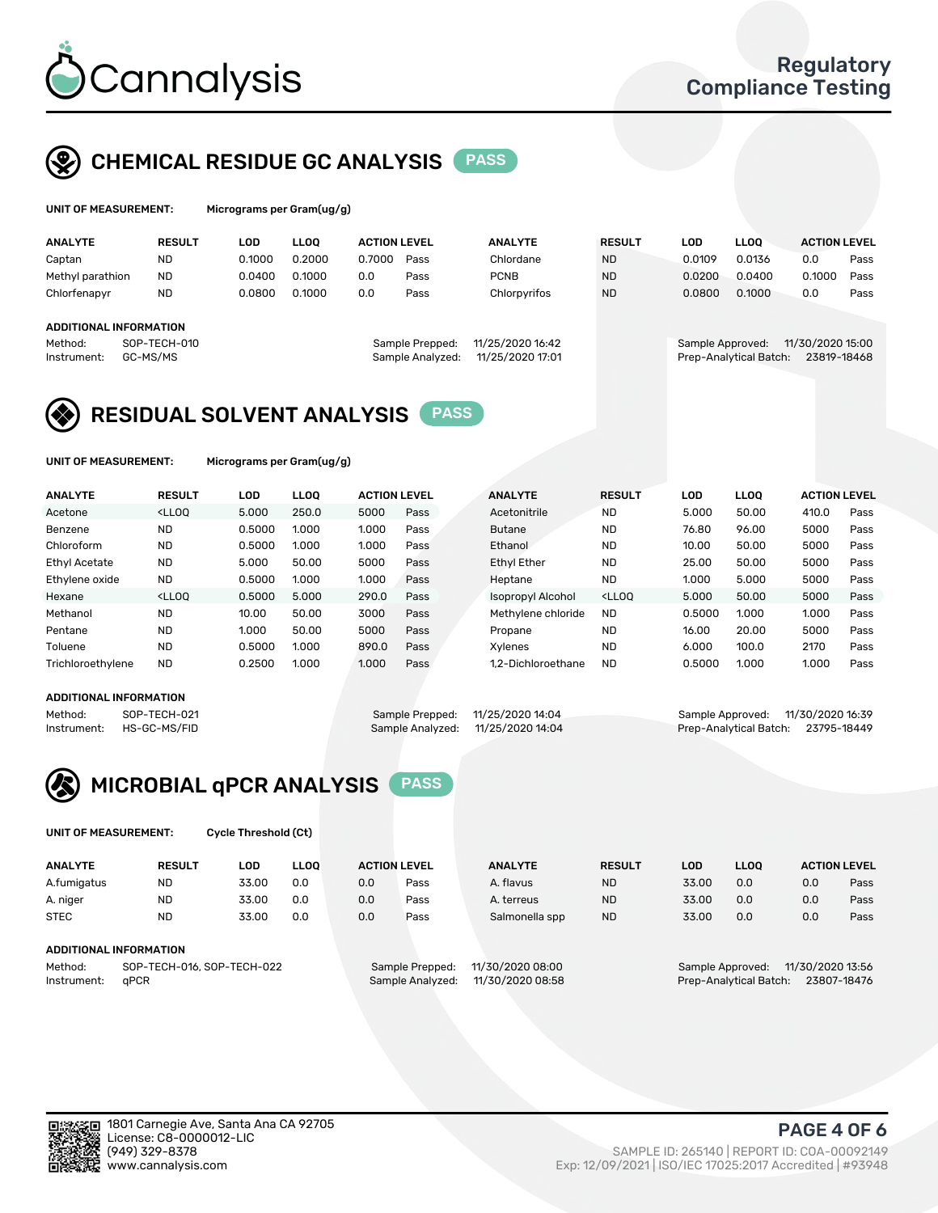# Cannalysis

## Regulatory Compliance Testing

## CHEMICAL RESIDUE GC ANALYSIS PASS

**UNIT OF MEASUREMENT:** Micrograms per Gram(ug/g)

| ANALYTE | RESULT | LOD | LLOQ | ACTION LEVEL | | ANALYTE | RESULT | LOD | LLOQ | ACTION LEVEL | |
|---|---|---|---|---|---|---|---|---|---|---|---|
| Captan | ND | 0.1000 | 0.2000 | 0.7000 | Pass | Chlordane | ND | 0.0109 | 0.0136 | 0.0 | Pass |
| Methyl parathion | ND | 0.0400 | 0.1000 | 0.0 | Pass | PCNB | ND | 0.0200 | 0.0400 | 0.1000 | Pass |
| Chlorfenapyr | ND | 0.0800 | 0.1000 | 0.0 | Pass | Chlorpyrifos | ND | 0.0800 | 0.1000 | 0.0 | Pass |

**ADDITIONAL INFORMATION**

Method: SOP-TECH-010
Instrument: GC-MS/MS

Sample Prepped: 11/25/2020 16:42
Sample Analyzed: 11/25/2020 17:01

Sample Approved: 11/30/2020 15:00
Prep-Analytical Batch: 23819-18468

## RESIDUAL SOLVENT ANALYSIS PASS

**UNIT OF MEASUREMENT:** Micrograms per Gram(ug/g)

| ANALYTE | RESULT | LOD | LLOQ | ACTION LEVEL | | ANALYTE | RESULT | LOD | LLOQ | ACTION LEVEL | |
|---|---|---|---|---|---|---|---|---|---|---|---|
| Acetone | <LLOQ | 5.000 | 250.0 | 5000 | Pass | Acetonitrile | ND | 5.000 | 50.00 | 410.0 | Pass |
| Benzene | ND | 0.5000 | 1.000 | 1.000 | Pass | Butane | ND | 76.80 | 96.00 | 5000 | Pass |
| Chloroform | ND | 0.5000 | 1.000 | 1.000 | Pass | Ethanol | ND | 10.00 | 50.00 | 5000 | Pass |
| Ethyl Acetate | ND | 5.000 | 50.00 | 5000 | Pass | Ethyl Ether | ND | 25.00 | 50.00 | 5000 | Pass |
| Ethylene oxide | ND | 0.5000 | 1.000 | 1.000 | Pass | Heptane | ND | 1.000 | 5.000 | 5000 | Pass |
| Hexane | <LLOQ | 0.5000 | 5.000 | 290.0 | Pass | Isopropyl Alcohol | <LLOQ | 5.000 | 50.00 | 5000 | Pass |
| Methanol | ND | 10.00 | 50.00 | 3000 | Pass | Methylene chloride | ND | 0.5000 | 1.000 | 1.000 | Pass |
| Pentane | ND | 1.000 | 50.00 | 5000 | Pass | Propane | ND | 16.00 | 20.00 | 5000 | Pass |
| Toluene | ND | 0.5000 | 1.000 | 890.0 | Pass | Xylenes | ND | 6.000 | 100.0 | 2170 | Pass |
| Trichloroethylene | ND | 0.2500 | 1.000 | 1.000 | Pass | 1,2-Dichloroethane | ND | 0.5000 | 1.000 | 1.000 | Pass |

**ADDITIONAL INFORMATION**

Method: SOP-TECH-021
Instrument: HS-GC-MS/FID

Sample Prepped: 11/25/2020 14:04
Sample Analyzed: 11/25/2020 14:04

Sample Approved: 11/30/2020 16:39
Prep-Analytical Batch: 23795-18449

## MICROBIAL qPCR ANALYSIS PASS

**UNIT OF MEASUREMENT:** Cycle Threshold (Ct)

| ANALYTE | RESULT | LOD | LLOQ | ACTION LEVEL | | ANALYTE | RESULT | LOD | LLOQ | ACTION LEVEL | |
|---|---|---|---|---|---|---|---|---|---|---|---|
| A.fumigatus | ND | 33.00 | 0.0 | 0.0 | Pass | A. flavus | ND | 33.00 | 0.0 | 0.0 | Pass |
| A. niger | ND | 33.00 | 0.0 | 0.0 | Pass | A. terreus | ND | 33.00 | 0.0 | 0.0 | Pass |
| STEC | ND | 33.00 | 0.0 | 0.0 | Pass | Salmonella spp | ND | 33.00 | 0.0 | 0.0 | Pass |

**ADDITIONAL INFORMATION**

Method: SOP-TECH-016, SOP-TECH-022
Instrument: qPCR

Sample Prepped: 11/30/2020 08:00
Sample Analyzed: 11/30/2020 08:58

Sample Approved: 11/30/2020 13:56
Prep-Analytical Batch: 23807-18476

1801 Carnegie Ave, Santa Ana CA 92705
License: C8-0000012-LIC
(949) 329-8378
www.cannalysis.com

SAMPLE ID: 265140 | REPORT ID: COA-00092149
Exp: 12/09/2021 | ISO/IEC 17025:2017 Accredited | #93948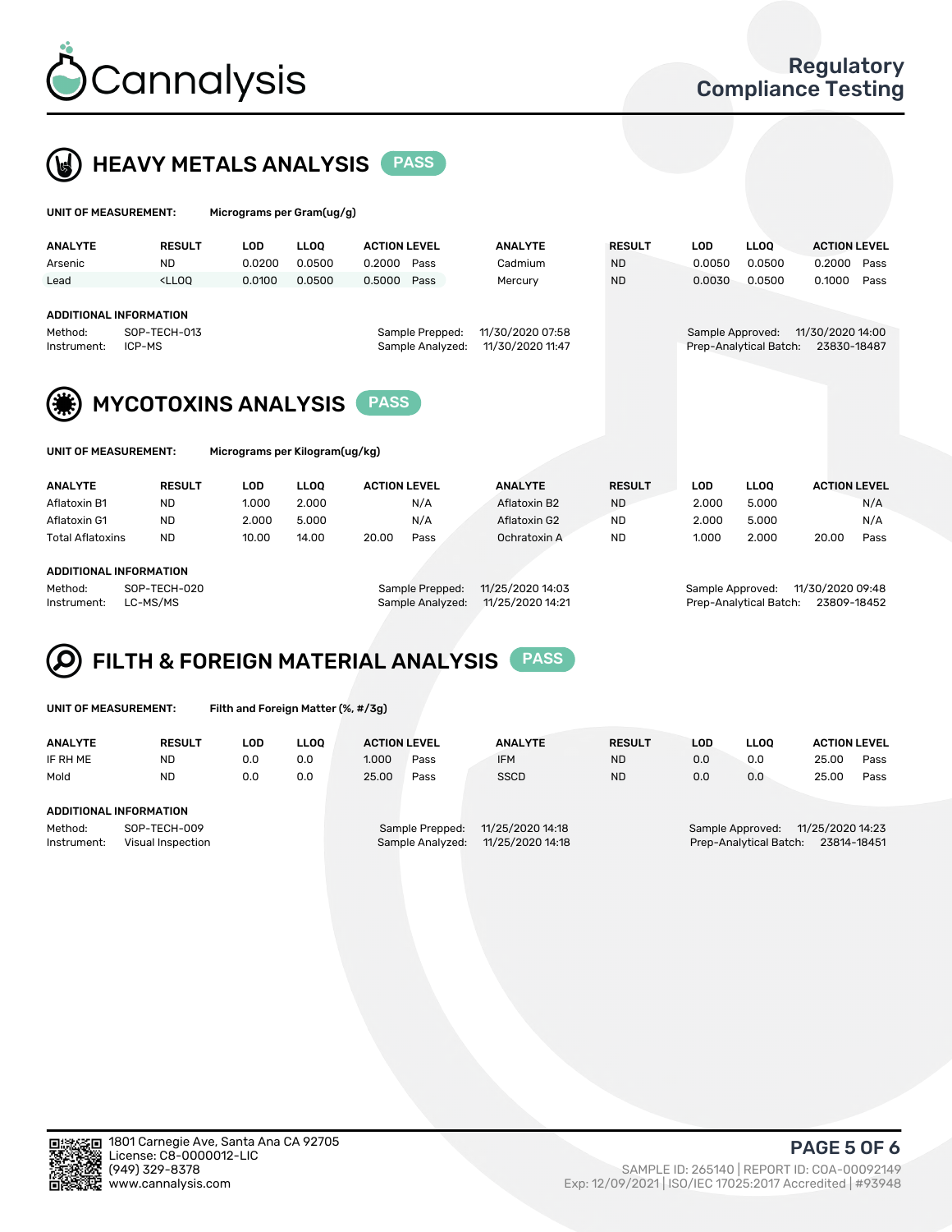# Cannalysis

Regulatory Compliance Testing

## HEAVY METALS ANALYSIS PASS

**UNIT OF MEASUREMENT:** Micrograms per Gram(ug/g)

| ANALYTE | RESULT | LOD | LLOQ | ACTION LEVEL | | ANALYTE | RESULT | LOD | LLOQ | ACTION LEVEL | |
|---|---|---|---|---|---|---|---|---|---|---|---|
| Arsenic | ND | 0.0200 | 0.0500 | 0.2000 | Pass | Cadmium | ND | 0.0050 | 0.0500 | 0.2000 | Pass |
| Lead | <LLOQ | 0.0100 | 0.0500 | 0.5000 | Pass | Mercury | ND | 0.0030 | 0.0500 | 0.1000 | Pass |

**ADDITIONAL INFORMATION**

| | | | | | |
|---|---|---|---|---|---|
| Method: | SOP-TECH-013 | Sample Prepped: | 11/30/2020 07:58 | Sample Approved: | 11/30/2020 14:00 |
| Instrument: | ICP-MS | Sample Analyzed: | 11/30/2020 11:47 | Prep-Analytical Batch: | 23830-18487 |

## MYCOTOXINS ANALYSIS PASS

**UNIT OF MEASUREMENT:** Micrograms per Kilogram(ug/kg)

| ANALYTE | RESULT | LOD | LLOQ | ACTION LEVEL | | ANALYTE | RESULT | LOD | LLOQ | ACTION LEVEL | |
|---|---|---|---|---|---|---|---|---|---|---|---|
| Aflatoxin B1 | ND | 1.000 | 2.000 | | N/A | Aflatoxin B2 | ND | 2.000 | 5.000 | | N/A |
| Aflatoxin G1 | ND | 2.000 | 5.000 | | N/A | Aflatoxin G2 | ND | 2.000 | 5.000 | | N/A |
| Total Aflatoxins | ND | 10.00 | 14.00 | 20.00 | Pass | Ochratoxin A | ND | 1.000 | 2.000 | 20.00 | Pass |

**ADDITIONAL INFORMATION**

| | | | | | |
|---|---|---|---|---|---|
| Method: | SOP-TECH-020 | Sample Prepped: | 11/25/2020 14:03 | Sample Approved: | 11/30/2020 09:48 |
| Instrument: | LC-MS/MS | Sample Analyzed: | 11/25/2020 14:21 | Prep-Analytical Batch: | 23809-18452 |

## FILTH & FOREIGN MATERIAL ANALYSIS PASS

**UNIT OF MEASUREMENT:** Filth and Foreign Matter (%, #/3g)

| ANALYTE | RESULT | LOD | LLOQ | ACTION LEVEL | | ANALYTE | RESULT | LOD | LLOQ | ACTION LEVEL | |
|---|---|---|---|---|---|---|---|---|---|---|---|
| IF RH ME | ND | 0.0 | 0.0 | 1.000 | Pass | IFM | ND | 0.0 | 0.0 | 25.00 | Pass |
| Mold | ND | 0.0 | 0.0 | 25.00 | Pass | SSCD | ND | 0.0 | 0.0 | 25.00 | Pass |

**ADDITIONAL INFORMATION**

| | | | | | |
|---|---|---|---|---|---|
| Method: | SOP-TECH-009 | Sample Prepped: | 11/25/2020 14:18 | Sample Approved: | 11/25/2020 14:23 |
| Instrument: | Visual Inspection | Sample Analyzed: | 11/25/2020 14:18 | Prep-Analytical Batch: | 23814-18451 |

1801 Carnegie Ave, Santa Ana CA 92705
License: C8-0000012-LIC
(949) 329-8378
www.cannalysis.com

SAMPLE ID: 265140 | REPORT ID: COA-00092149
Exp: 12/09/2021 | ISO/IEC 17025:2017 Accredited | #93948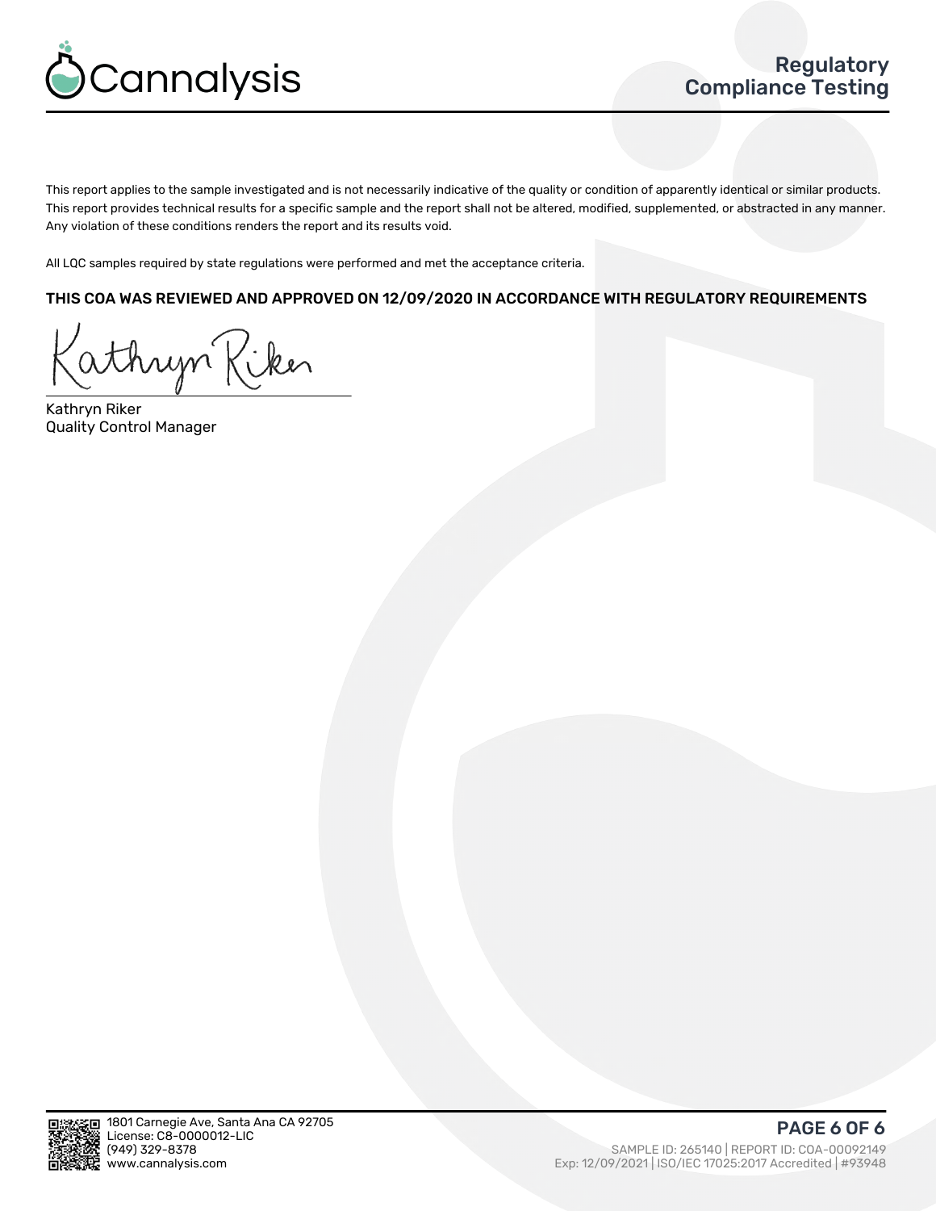This report applies to the sample investigated and is not necessarily indicative of the quality or condition of apparently identical or similar products. This report provides technical results for a specific sample and the report shall not be altered, modified, supplemented, or abstracted in any manner. Any violation of these conditions renders the report and its results void.

All LQC samples required by state regulations were performed and met the acceptance criteria.

**THIS COA WAS REVIEWED AND APPROVED ON 12/09/2020 IN ACCORDANCE WITH REGULATORY REQUIREMENTS**

Kathryn Riker
Quality Control Manager